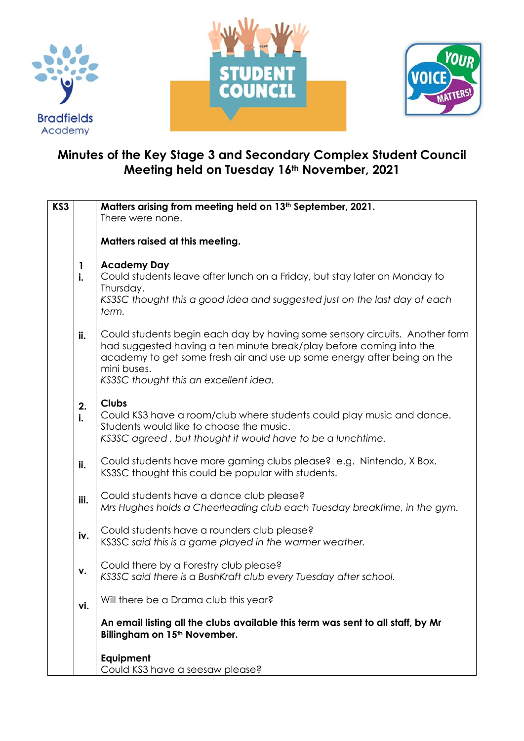Bradfields Academy

STUDENT COUNCIL

YOUR VOICE MATTERS!

# Minutes of the Key Stage 3 and Secondary Complex Student Council Meeting held on Tuesday 16th November, 2021

| KS3 | | |
|---|---|---|
| | | **Matters arising from meeting held on 13th September, 2021.**<br>There were none.<br><br>**Matters raised at this meeting.** |
| | 1<br>i. | **Academy Day**<br>Could students leave after lunch on a Friday, but stay later on Monday to Thursday.<br>*KS3SC thought this a good idea and suggested just on the last day of each term.* |
| | ii. | Could students begin each day by having some sensory circuits. Another form had suggested having a ten minute break/play before coming into the academy to get some fresh air and use up some energy after being on the mini buses.<br>*KS3SC thought this an excellent idea.* |
| | 2.<br>i. | **Clubs**<br>Could KS3 have a room/club where students could play music and dance. Students would like to choose the music.<br>*KS3SC agreed , but thought it would have to be a lunchtime.* |
| | ii. | Could students have more gaming clubs please? e.g. Nintendo, X Box.<br>KS3SC thought this could be popular with students. |
| | iii. | Could students have a dance club please?<br>*Mrs Hughes holds a Cheerleading club each Tuesday breaktime, in the gym.* |
| | iv. | Could students have a rounders club please?<br>KS3SC *said this is a game played in the warmer weather.* |
| | v. | Could there by a Forestry club please?<br>*KS3SC said there is a BushKraft club every Tuesday after school.* |
| | vi. | Will there be a Drama club this year?<br><br>**An email listing all the clubs available this term was sent to all staff, by Mr Billingham on 15th November.** |
| | | **Equipment**<br>Could KS3 have a seesaw please? |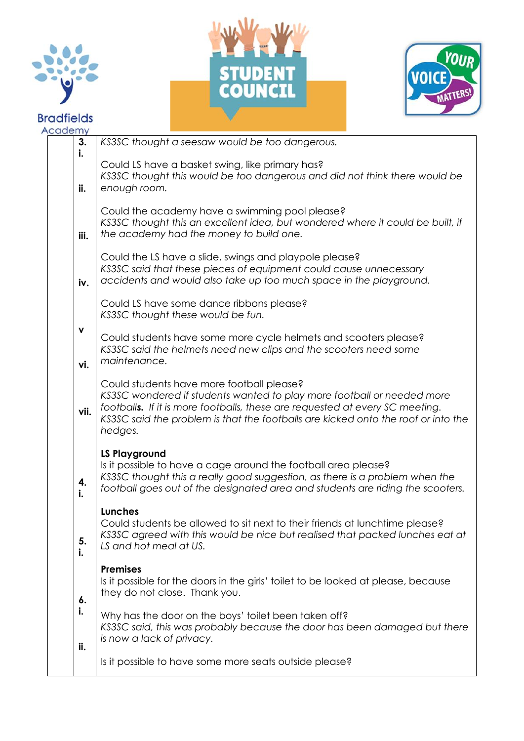| | | |
|---|---|---|
| | 3.<br>i.<br><br>ii.<br><br>iii.<br><br>iv.<br><br>v<br><br>vi.<br><br>vii. | *KS3SC thought a seesaw would be too dangerous.*<br><br>Could LS have a basket swing, like primary has?<br>*KS3SC thought this would be too dangerous and did not think there would be enough room.*<br><br>Could the academy have a swimming pool please?<br>*KS3SC thought this an excellent idea, but wondered where it could be built, if the academy had the money to build one.*<br><br>Could the LS have a slide, swings and playpole please?<br>*KS3SC said that these pieces of equipment could cause unnecessary accidents and would also take up too much space in the playground.*<br><br>Could LS have some dance ribbons please?<br>*KS3SC thought these would be fun.*<br><br>Could students have some more cycle helmets and scooters please?<br>*KS3SC said the helmets need new clips and the scooters need some maintenance.*<br><br>Could students have more football please?<br>*KS3SC wondered if students wanted to play more football or needed more football**s**. If it is more footballs, these are requested at every SC meeting. KS3SC said the problem is that the footballs are kicked onto the roof or into the hedges.* |
| | 4.<br>i. | **LS Playground**<br>Is it possible to have a cage around the football area please?<br>*KS3SC thought this a really good suggestion, as there is a problem when the football goes out of the designated area and students are riding the scooters.* |
| | 5.<br>i. | **Lunches**<br>Could students be allowed to sit next to their friends at lunchtime please?<br>*KS3SC agreed with this would be nice but realised that packed lunches eat at LS and hot meal at US.* |
| | 6.<br>i.<br><br>ii. | **Premises**<br>Is it possible for the doors in the girls' toilet to be looked at please, because they do not close. Thank you.<br><br>Why has the door on the boys' toilet been taken off?<br>*KS3SC said, this was probably because the door has been damaged but there is now a lack of privacy.*<br><br>Is it possible to have some more seats outside please? |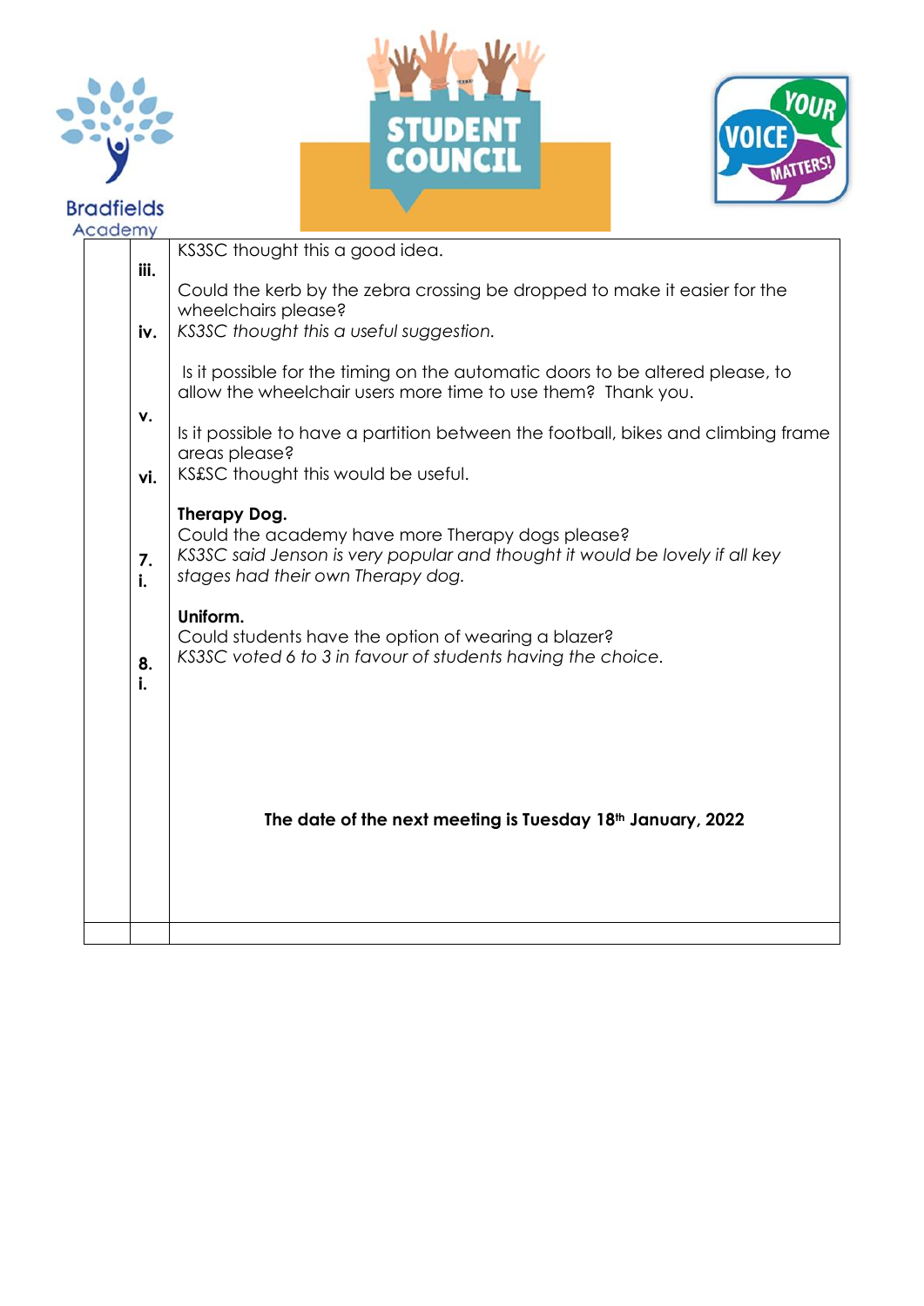| | | |
|---|---|---|
| | iii. | KS3SC thought this a good idea. |
| | iv. | Could the kerb by the zebra crossing be dropped to make it easier for the wheelchairs please? *KS3SC thought this a useful suggestion.* |
| | v. | Is it possible for the timing on the automatic doors to be altered please, to allow the wheelchair users more time to use them? Thank you. |
| | vi. | Is it possible to have a partition between the football, bikes and climbing frame areas please? KS£SC thought this would be useful. |
| | 7. i. | **Therapy Dog.** Could the academy have more Therapy dogs please? *KS3SC said Jenson is very popular and thought it would be lovely if all key stages had their own Therapy dog.* |
| | 8. i. | **Uniform.** Could students have the option of wearing a blazer? *KS3SC voted 6 to 3 in favour of students having the choice.* |
| | | **The date of the next meeting is Tuesday 18th January, 2022** |
| | | |